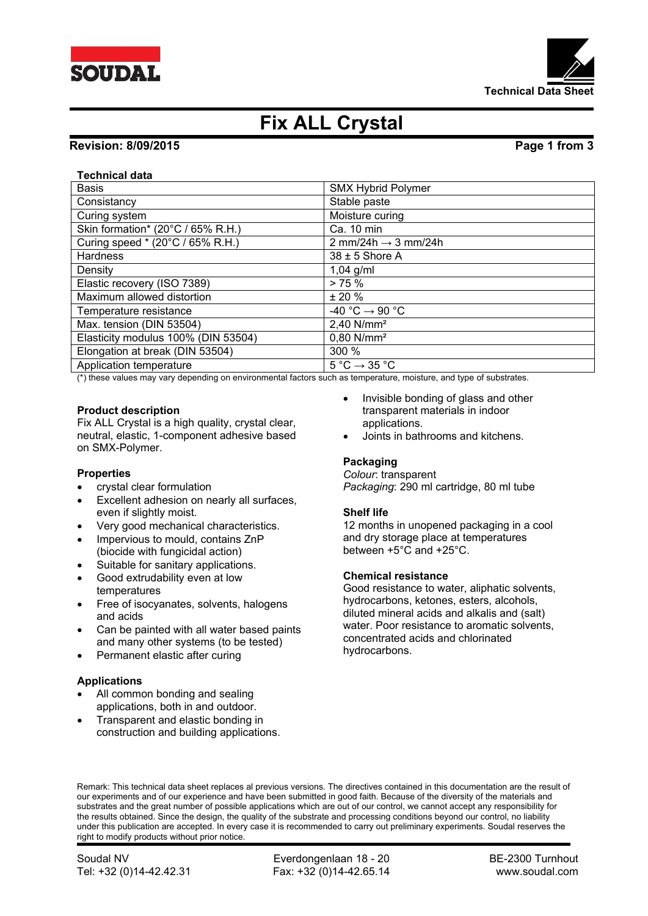# Fix ALL Crystal

**Revision: 8/09/2015**

**Technical data**

| Basis | SMX Hybrid Polymer |
|---|---|
| Consistancy | Stable paste |
| Curing system | Moisture curing |
| Skin formation* (20°C / 65% R.H.) | Ca. 10 min |
| Curing speed * (20°C / 65% R.H.) | 2 mm/24h → 3 mm/24h |
| Hardness | 38 ± 5 Shore A |
| Density | 1,04 g/ml |
| Elastic recovery (ISO 7389) | > 75 % |
| Maximum allowed distortion | ± 20 % |
| Temperature resistance | -40 °C → 90 °C |
| Max. tension (DIN 53504) | 2,40 N/mm² |
| Elasticity modulus 100% (DIN 53504) | 0,80 N/mm² |
| Elongation at break (DIN 53504) | 300 % |
| Application temperature | 5 °C → 35 °C |

(*) these values may vary depending on environmental factors such as temperature, moisture, and type of substrates.

**Product description**

Fix ALL Crystal is a high quality, crystal clear, neutral, elastic, 1-component adhesive based on SMX-Polymer.

**Properties**

- crystal clear formulation
- Excellent adhesion on nearly all surfaces, even if slightly moist.
- Very good mechanical characteristics.
- Impervious to mould, contains ZnP (biocide with fungicidal action)
- Suitable for sanitary applications.
- Good extrudability even at low temperatures
- Free of isocyanates, solvents, halogens and acids
- Can be painted with all water based paints and many other systems (to be tested)
- Permanent elastic after curing

**Applications**

- All common bonding and sealing applications, both in and outdoor.
- Transparent and elastic bonding in construction and building applications.
- Invisible bonding of glass and other transparent materials in indoor applications.
- Joints in bathrooms and kitchens.

**Packaging**

*Colour*: transparent
*Packaging*: 290 ml cartridge, 80 ml tube

**Shelf life**

12 months in unopened packaging in a cool and dry storage place at temperatures between +5°C and +25°C.

**Chemical resistance**

Good resistance to water, aliphatic solvents, hydrocarbons, ketones, esters, alcohols, diluted mineral acids and alkalis and (salt) water. Poor resistance to aromatic solvents, concentrated acids and chlorinated hydrocarbons.

Remark: This technical data sheet replaces al previous versions. The directives contained in this documentation are the result of our experiments and of our experience and have been submitted in good faith. Because of the diversity of the materials and substrates and the great number of possible applications which are out of our control, we cannot accept any responsibility for the results obtained. Since the design, the quality of the substrate and processing conditions beyond our control, no liability under this publication are accepted. In every case it is recommended to carry out preliminary experiments. Soudal reserves the right to modify products without prior notice.

Soudal NV — Everdongenlaan 18 - 20 — BE-2300 Turnhout
Tel: +32 (0)14-42.42.31 — Fax: +32 (0)14-42.65.14 — www.soudal.com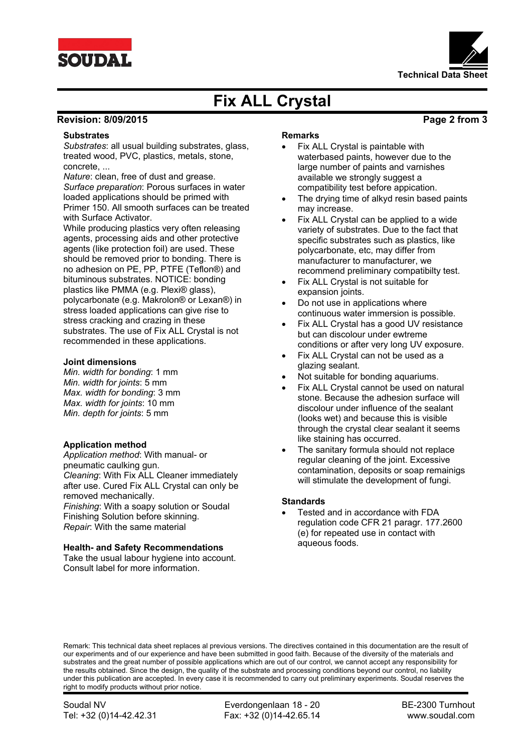## Substrates

*Substrates*: all usual building substrates, glass, treated wood, PVC, plastics, metals, stone, concrete, ...
*Nature*: clean, free of dust and grease.
*Surface preparation*: Porous surfaces in water loaded applications should be primed with Primer 150. All smooth surfaces can be treated with Surface Activator.
While producing plastics very often releasing agents, processing aids and other protective agents (like protection foil) are used. These should be removed prior to bonding. There is no adhesion on PE, PP, PTFE (Teflon®) and bituminous substrates. NOTICE: bonding plastics like PMMA (e.g. Plexi® glass), polycarbonate (e.g. Makrolon® or Lexan®) in stress loaded applications can give rise to stress cracking and crazing in these substrates. The use of Fix ALL Crystal is not recommended in these applications.

## Joint dimensions

*Min. width for bonding*: 1 mm
*Min. width for joints*: 5 mm
*Max. width for bonding*: 3 mm
*Max. width for joints*: 10 mm
*Min. depth for joints*: 5 mm

## Application method

*Application method*: With manual- or pneumatic caulking gun.
*Cleaning*: With Fix ALL Cleaner immediately after use. Cured Fix ALL Crystal can only be removed mechanically.
*Finishing*: With a soapy solution or Soudal Finishing Solution before skinning.
*Repair*: With the same material

## Health- and Safety Recommendations

Take the usual labour hygiene into account. Consult label for more information.

## Remarks

- Fix ALL Crystal is paintable with waterbased paints, however due to the large number of paints and varnishes available we strongly suggest a compatibility test before appication.
- The drying time of alkyd resin based paints may increase.
- Fix ALL Crystal can be applied to a wide variety of substrates. Due to the fact that specific substrates such as plastics, like polycarbonate, etc, may differ from manufacturer to manufacturer, we recommend preliminary compatibilty test.
- Fix ALL Crystal is not suitable for expansion joints.
- Do not use in applications where continuous water immersion is possible.
- Fix ALL Crystal has a good UV resistance but can discolour under ewtreme conditions or after very long UV exposure.
- Fix ALL Crystal can not be used as a glazing sealant.
- Not suitable for bonding aquariums.
- Fix ALL Crystal cannot be used on natural stone. Because the adhesion surface will discolour under influence of the sealant (looks wet) and because this is visible through the crystal clear sealant it seems like staining has occurred.
- The sanitary formula should not replace regular cleaning of the joint. Excessive contamination, deposits or soap remainigs will stimulate the development of fungi.

## Standards

- Tested and in accordance with FDA regulation code CFR 21 paragr. 177.2600 (e) for repeated use in contact with aqueous foods.

Remark: This technical data sheet replaces al previous versions. The directives contained in this documentation are the result of our experiments and of our experience and have been submitted in good faith. Because of the diversity of the materials and substrates and the great number of possible applications which are out of our control, we cannot accept any responsibility for the results obtained. Since the design, the quality of the substrate and processing conditions beyond our control, no liability under this publication are accepted. In every case it is recommended to carry out preliminary experiments. Soudal reserves the right to modify products without prior notice.

Soudal NV | Everdongenlaan 18 - 20 | BE-2300 Turnhout
Tel: +32 (0)14-42.42.31 | Fax: +32 (0)14-42.65.14 | www.soudal.com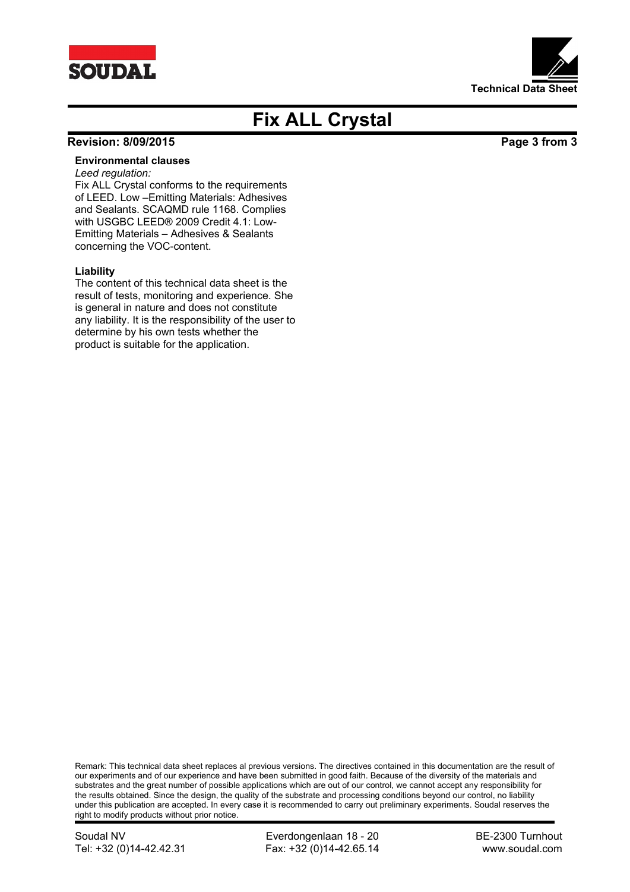## Environmental clauses

*Leed regulation:*

Fix ALL Crystal conforms to the requirements of LEED. Low –Emitting Materials: Adhesives and Sealants. SCAQMD rule 1168. Complies with USGBC LEED® 2009 Credit 4.1: Low-Emitting Materials – Adhesives & Sealants concerning the VOC-content.

## Liability

The content of this technical data sheet is the result of tests, monitoring and experience. She is general in nature and does not constitute any liability. It is the responsibility of the user to determine by his own tests whether the product is suitable for the application.

Remark: This technical data sheet replaces al previous versions. The directives contained in this documentation are the result of our experiments and of our experience and have been submitted in good faith. Because of the diversity of the materials and substrates and the great number of possible applications which are out of our control, we cannot accept any responsibility for the results obtained. Since the design, the quality of the substrate and processing conditions beyond our control, no liability under this publication are accepted. In every case it is recommended to carry out preliminary experiments. Soudal reserves the right to modify products without prior notice.

Soudal NV | Everdongenlaan 18 - 20 | BE-2300 Turnhout
Tel: +32 (0)14-42.42.31 | Fax: +32 (0)14-42.65.14 | www.soudal.com